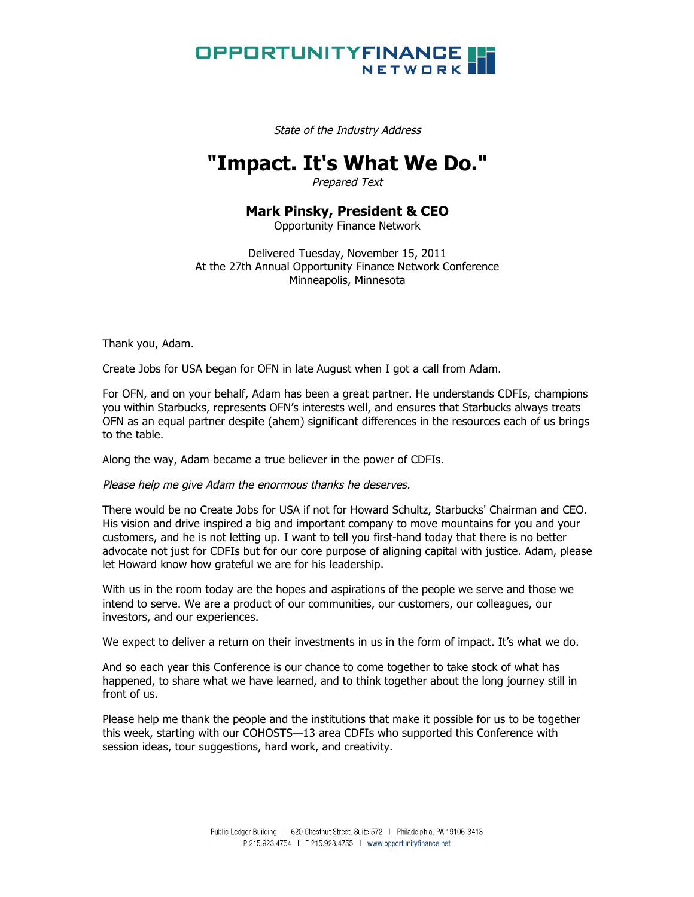OPPORTUNITY FINANCE NETWORK

*State of the Industry Address*

# "Impact. It's What We Do."

*Prepared Text*

## Mark Pinsky, President & CEO

Opportunity Finance Network

Delivered Tuesday, November 15, 2011
At the 27th Annual Opportunity Finance Network Conference
Minneapolis, Minnesota

Thank you, Adam.

Create Jobs for USA began for OFN in late August when I got a call from Adam.

For OFN, and on your behalf, Adam has been a great partner. He understands CDFIs, champions you within Starbucks, represents OFN's interests well, and ensures that Starbucks always treats OFN as an equal partner despite (ahem) significant differences in the resources each of us brings to the table.

Along the way, Adam became a true believer in the power of CDFIs.

*Please help me give Adam the enormous thanks he deserves.*

There would be no Create Jobs for USA if not for Howard Schultz, Starbucks' Chairman and CEO. His vision and drive inspired a big and important company to move mountains for you and your customers, and he is not letting up. I want to tell you first-hand today that there is no better advocate not just for CDFIs but for our core purpose of aligning capital with justice. Adam, please let Howard know how grateful we are for his leadership.

With us in the room today are the hopes and aspirations of the people we serve and those we intend to serve. We are a product of our communities, our customers, our colleagues, our investors, and our experiences.

We expect to deliver a return on their investments in us in the form of impact. It's what we do.

And so each year this Conference is our chance to come together to take stock of what has happened, to share what we have learned, and to think together about the long journey still in front of us.

Please help me thank the people and the institutions that make it possible for us to be together this week, starting with our COHOSTS—13 area CDFIs who supported this Conference with session ideas, tour suggestions, hard work, and creativity.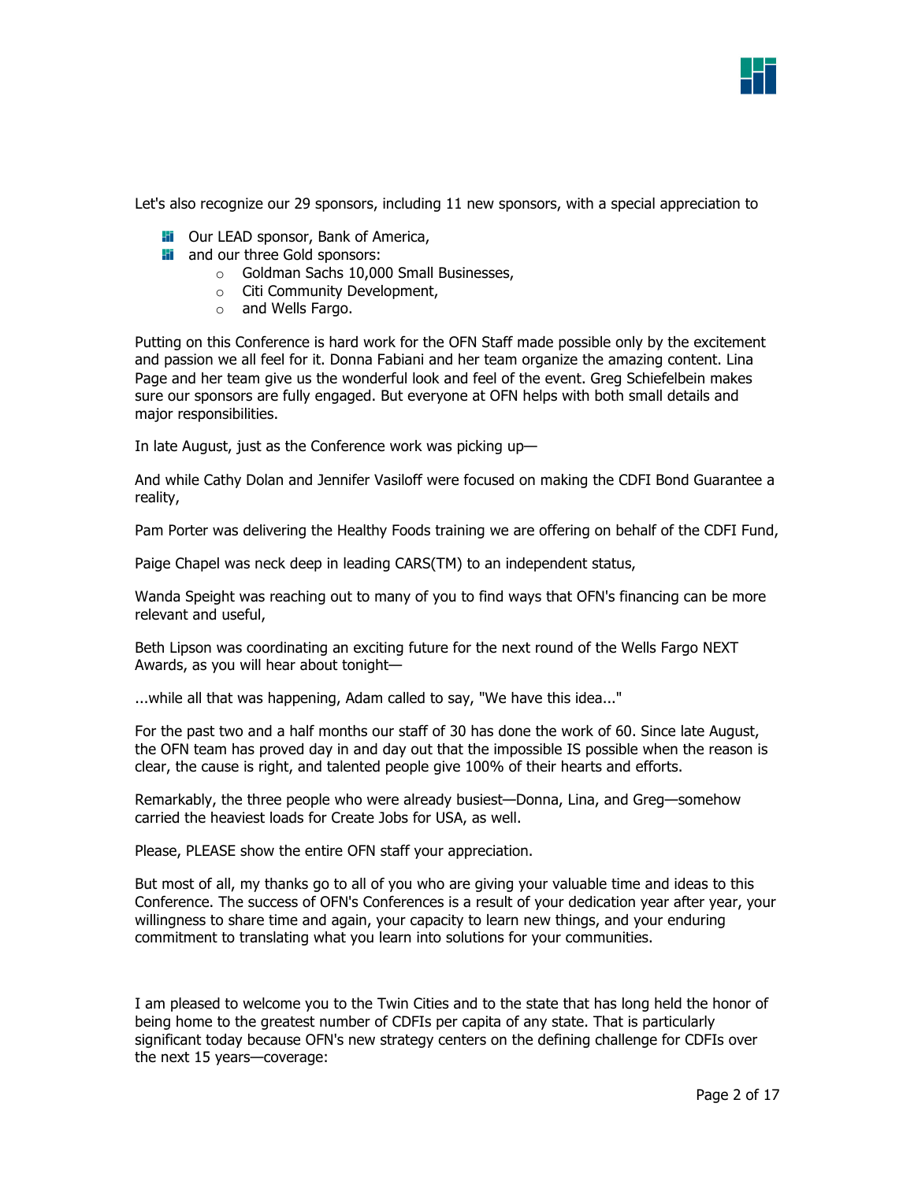Let's also recognize our 29 sponsors, including 11 new sponsors, with a special appreciation to

- Our LEAD sponsor, Bank of America,
- and our three Gold sponsors:
  - Goldman Sachs 10,000 Small Businesses,
  - Citi Community Development,
  - and Wells Fargo.

Putting on this Conference is hard work for the OFN Staff made possible only by the excitement and passion we all feel for it. Donna Fabiani and her team organize the amazing content. Lina Page and her team give us the wonderful look and feel of the event. Greg Schiefelbein makes sure our sponsors are fully engaged. But everyone at OFN helps with both small details and major responsibilities.

In late August, just as the Conference work was picking up—

And while Cathy Dolan and Jennifer Vasiloff were focused on making the CDFI Bond Guarantee a reality,

Pam Porter was delivering the Healthy Foods training we are offering on behalf of the CDFI Fund,

Paige Chapel was neck deep in leading CARS(TM) to an independent status,

Wanda Speight was reaching out to many of you to find ways that OFN's financing can be more relevant and useful,

Beth Lipson was coordinating an exciting future for the next round of the Wells Fargo NEXT Awards, as you will hear about tonight—

...while all that was happening, Adam called to say, "We have this idea..."

For the past two and a half months our staff of 30 has done the work of 60. Since late August, the OFN team has proved day in and day out that the impossible IS possible when the reason is clear, the cause is right, and talented people give 100% of their hearts and efforts.

Remarkably, the three people who were already busiest—Donna, Lina, and Greg—somehow carried the heaviest loads for Create Jobs for USA, as well.

Please, PLEASE show the entire OFN staff your appreciation.

But most of all, my thanks go to all of you who are giving your valuable time and ideas to this Conference. The success of OFN's Conferences is a result of your dedication year after year, your willingness to share time and again, your capacity to learn new things, and your enduring commitment to translating what you learn into solutions for your communities.

I am pleased to welcome you to the Twin Cities and to the state that has long held the honor of being home to the greatest number of CDFIs per capita of any state. That is particularly significant today because OFN's new strategy centers on the defining challenge for CDFIs over the next 15 years—coverage: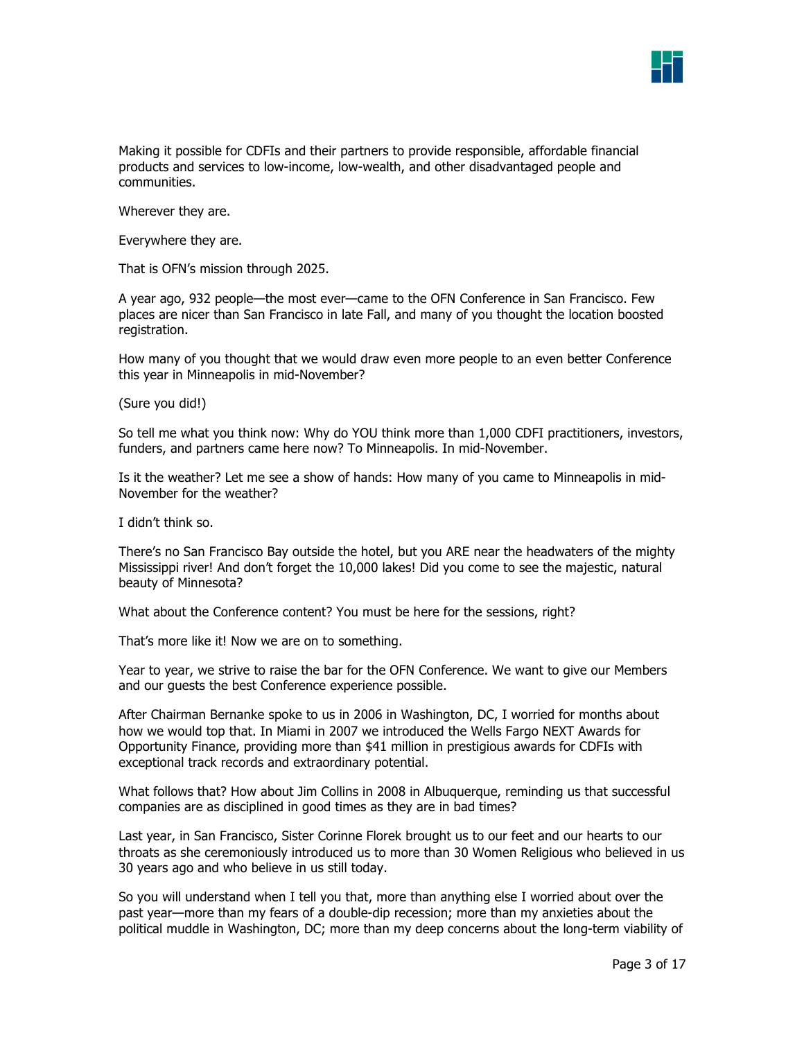Making it possible for CDFIs and their partners to provide responsible, affordable financial products and services to low-income, low-wealth, and other disadvantaged people and communities.

Wherever they are.

Everywhere they are.

That is OFN's mission through 2025.

A year ago, 932 people—the most ever—came to the OFN Conference in San Francisco. Few places are nicer than San Francisco in late Fall, and many of you thought the location boosted registration.

How many of you thought that we would draw even more people to an even better Conference this year in Minneapolis in mid-November?

(Sure you did!)

So tell me what you think now: Why do YOU think more than 1,000 CDFI practitioners, investors, funders, and partners came here now? To Minneapolis. In mid-November.

Is it the weather? Let me see a show of hands: How many of you came to Minneapolis in mid-November for the weather?

I didn't think so.

There's no San Francisco Bay outside the hotel, but you ARE near the headwaters of the mighty Mississippi river! And don't forget the 10,000 lakes! Did you come to see the majestic, natural beauty of Minnesota?

What about the Conference content? You must be here for the sessions, right?

That's more like it! Now we are on to something.

Year to year, we strive to raise the bar for the OFN Conference. We want to give our Members and our guests the best Conference experience possible.

After Chairman Bernanke spoke to us in 2006 in Washington, DC, I worried for months about how we would top that. In Miami in 2007 we introduced the Wells Fargo NEXT Awards for Opportunity Finance, providing more than $41 million in prestigious awards for CDFIs with exceptional track records and extraordinary potential.

What follows that? How about Jim Collins in 2008 in Albuquerque, reminding us that successful companies are as disciplined in good times as they are in bad times?

Last year, in San Francisco, Sister Corinne Florek brought us to our feet and our hearts to our throats as she ceremoniously introduced us to more than 30 Women Religious who believed in us 30 years ago and who believe in us still today.

So you will understand when I tell you that, more than anything else I worried about over the past year—more than my fears of a double-dip recession; more than my anxieties about the political muddle in Washington, DC; more than my deep concerns about the long-term viability of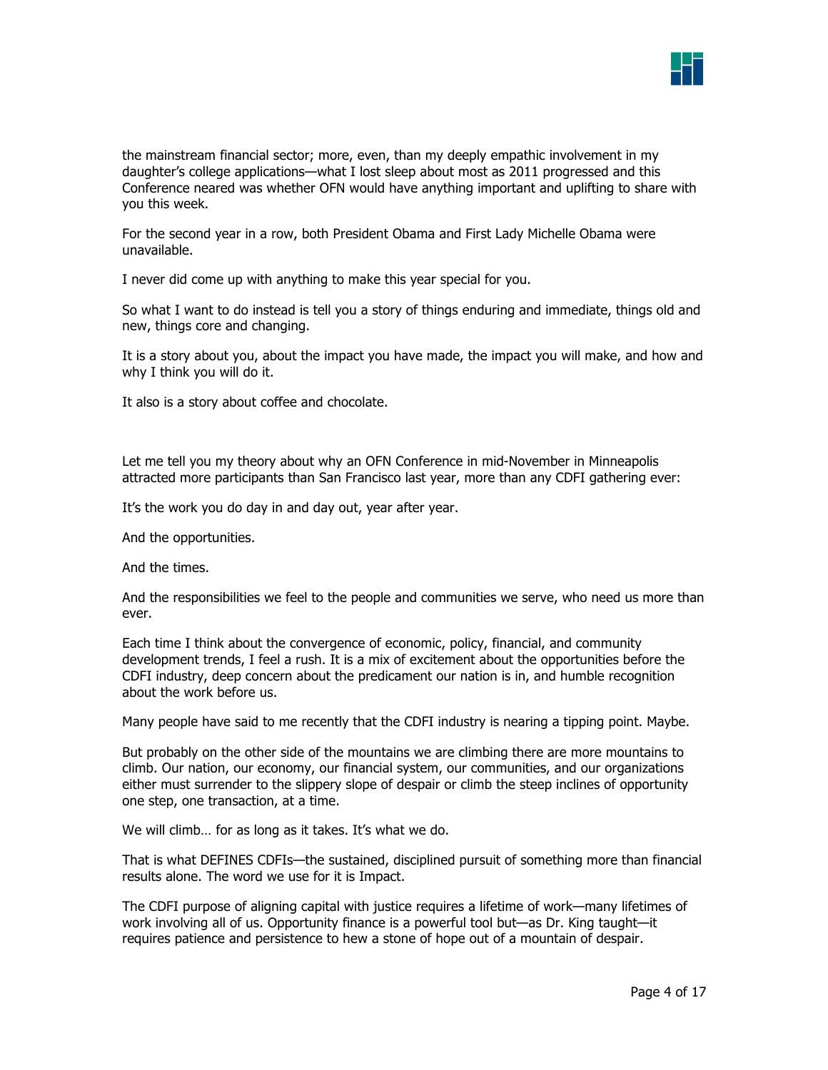the mainstream financial sector; more, even, than my deeply empathic involvement in my daughter's college applications—what I lost sleep about most as 2011 progressed and this Conference neared was whether OFN would have anything important and uplifting to share with you this week.

For the second year in a row, both President Obama and First Lady Michelle Obama were unavailable.

I never did come up with anything to make this year special for you.

So what I want to do instead is tell you a story of things enduring and immediate, things old and new, things core and changing.

It is a story about you, about the impact you have made, the impact you will make, and how and why I think you will do it.

It also is a story about coffee and chocolate.

Let me tell you my theory about why an OFN Conference in mid-November in Minneapolis attracted more participants than San Francisco last year, more than any CDFI gathering ever:

It's the work you do day in and day out, year after year.

And the opportunities.

And the times.

And the responsibilities we feel to the people and communities we serve, who need us more than ever.

Each time I think about the convergence of economic, policy, financial, and community development trends, I feel a rush. It is a mix of excitement about the opportunities before the CDFI industry, deep concern about the predicament our nation is in, and humble recognition about the work before us.

Many people have said to me recently that the CDFI industry is nearing a tipping point. Maybe.

But probably on the other side of the mountains we are climbing there are more mountains to climb. Our nation, our economy, our financial system, our communities, and our organizations either must surrender to the slippery slope of despair or climb the steep inclines of opportunity one step, one transaction, at a time.

We will climb… for as long as it takes. It's what we do.

That is what DEFINES CDFIs—the sustained, disciplined pursuit of something more than financial results alone. The word we use for it is Impact.

The CDFI purpose of aligning capital with justice requires a lifetime of work—many lifetimes of work involving all of us. Opportunity finance is a powerful tool but—as Dr. King taught—it requires patience and persistence to hew a stone of hope out of a mountain of despair.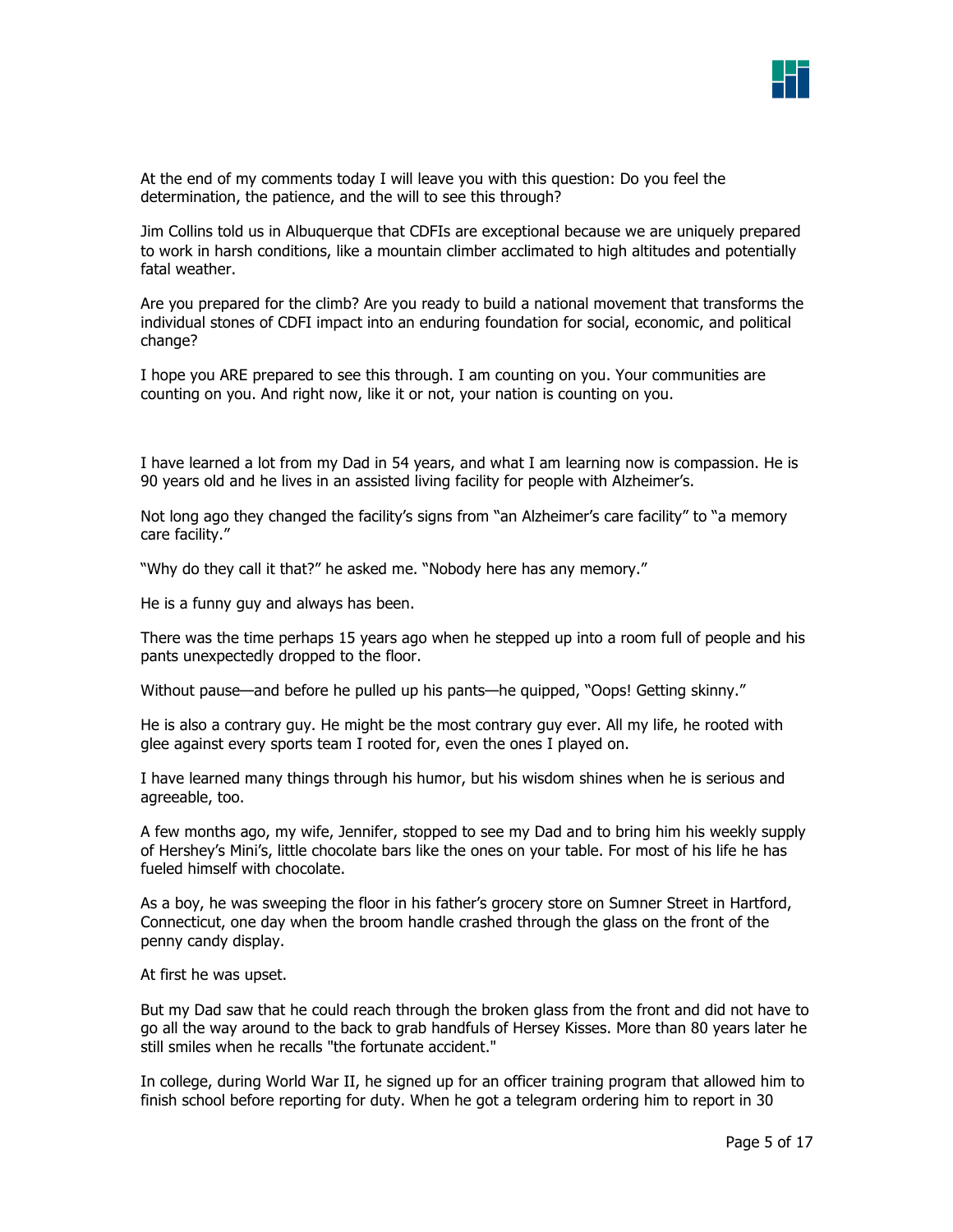At the end of my comments today I will leave you with this question: Do you feel the determination, the patience, and the will to see this through?

Jim Collins told us in Albuquerque that CDFIs are exceptional because we are uniquely prepared to work in harsh conditions, like a mountain climber acclimated to high altitudes and potentially fatal weather.

Are you prepared for the climb? Are you ready to build a national movement that transforms the individual stones of CDFI impact into an enduring foundation for social, economic, and political change?

I hope you ARE prepared to see this through. I am counting on you. Your communities are counting on you. And right now, like it or not, your nation is counting on you.

I have learned a lot from my Dad in 54 years, and what I am learning now is compassion. He is 90 years old and he lives in an assisted living facility for people with Alzheimer's.

Not long ago they changed the facility's signs from "an Alzheimer's care facility" to "a memory care facility."

"Why do they call it that?" he asked me. "Nobody here has any memory."

He is a funny guy and always has been.

There was the time perhaps 15 years ago when he stepped up into a room full of people and his pants unexpectedly dropped to the floor.

Without pause—and before he pulled up his pants—he quipped, "Oops! Getting skinny."

He is also a contrary guy. He might be the most contrary guy ever. All my life, he rooted with glee against every sports team I rooted for, even the ones I played on.

I have learned many things through his humor, but his wisdom shines when he is serious and agreeable, too.

A few months ago, my wife, Jennifer, stopped to see my Dad and to bring him his weekly supply of Hershey's Mini's, little chocolate bars like the ones on your table. For most of his life he has fueled himself with chocolate.

As a boy, he was sweeping the floor in his father's grocery store on Sumner Street in Hartford, Connecticut, one day when the broom handle crashed through the glass on the front of the penny candy display.

At first he was upset.

But my Dad saw that he could reach through the broken glass from the front and did not have to go all the way around to the back to grab handfuls of Hersey Kisses. More than 80 years later he still smiles when he recalls "the fortunate accident."

In college, during World War II, he signed up for an officer training program that allowed him to finish school before reporting for duty. When he got a telegram ordering him to report in 30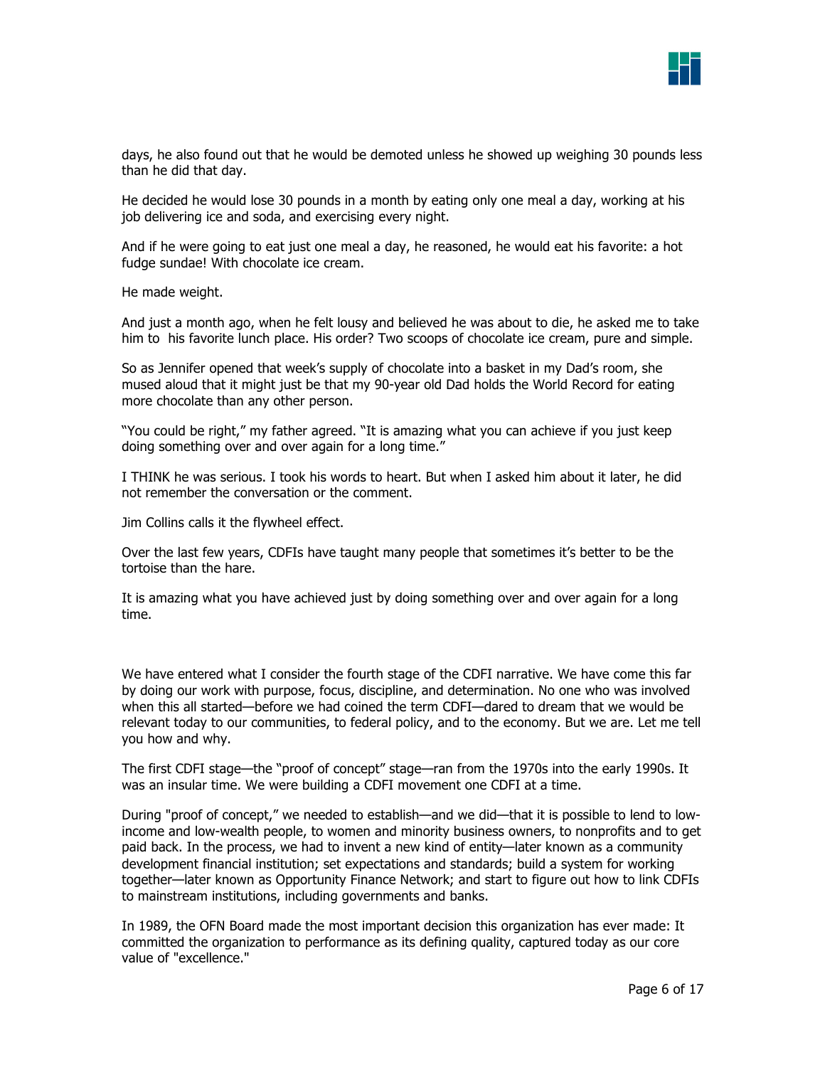days, he also found out that he would be demoted unless he showed up weighing 30 pounds less than he did that day.

He decided he would lose 30 pounds in a month by eating only one meal a day, working at his job delivering ice and soda, and exercising every night.

And if he were going to eat just one meal a day, he reasoned, he would eat his favorite: a hot fudge sundae! With chocolate ice cream.

He made weight.

And just a month ago, when he felt lousy and believed he was about to die, he asked me to take him to his favorite lunch place. His order? Two scoops of chocolate ice cream, pure and simple.

So as Jennifer opened that week's supply of chocolate into a basket in my Dad's room, she mused aloud that it might just be that my 90-year old Dad holds the World Record for eating more chocolate than any other person.

"You could be right," my father agreed. "It is amazing what you can achieve if you just keep doing something over and over again for a long time."

I THINK he was serious. I took his words to heart. But when I asked him about it later, he did not remember the conversation or the comment.

Jim Collins calls it the flywheel effect.

Over the last few years, CDFIs have taught many people that sometimes it's better to be the tortoise than the hare.

It is amazing what you have achieved just by doing something over and over again for a long time.

We have entered what I consider the fourth stage of the CDFI narrative. We have come this far by doing our work with purpose, focus, discipline, and determination. No one who was involved when this all started—before we had coined the term CDFI—dared to dream that we would be relevant today to our communities, to federal policy, and to the economy. But we are. Let me tell you how and why.

The first CDFI stage—the "proof of concept" stage—ran from the 1970s into the early 1990s. It was an insular time. We were building a CDFI movement one CDFI at a time.

During "proof of concept," we needed to establish—and we did—that it is possible to lend to low-income and low-wealth people, to women and minority business owners, to nonprofits and to get paid back. In the process, we had to invent a new kind of entity—later known as a community development financial institution; set expectations and standards; build a system for working together—later known as Opportunity Finance Network; and start to figure out how to link CDFIs to mainstream institutions, including governments and banks.

In 1989, the OFN Board made the most important decision this organization has ever made: It committed the organization to performance as its defining quality, captured today as our core value of "excellence."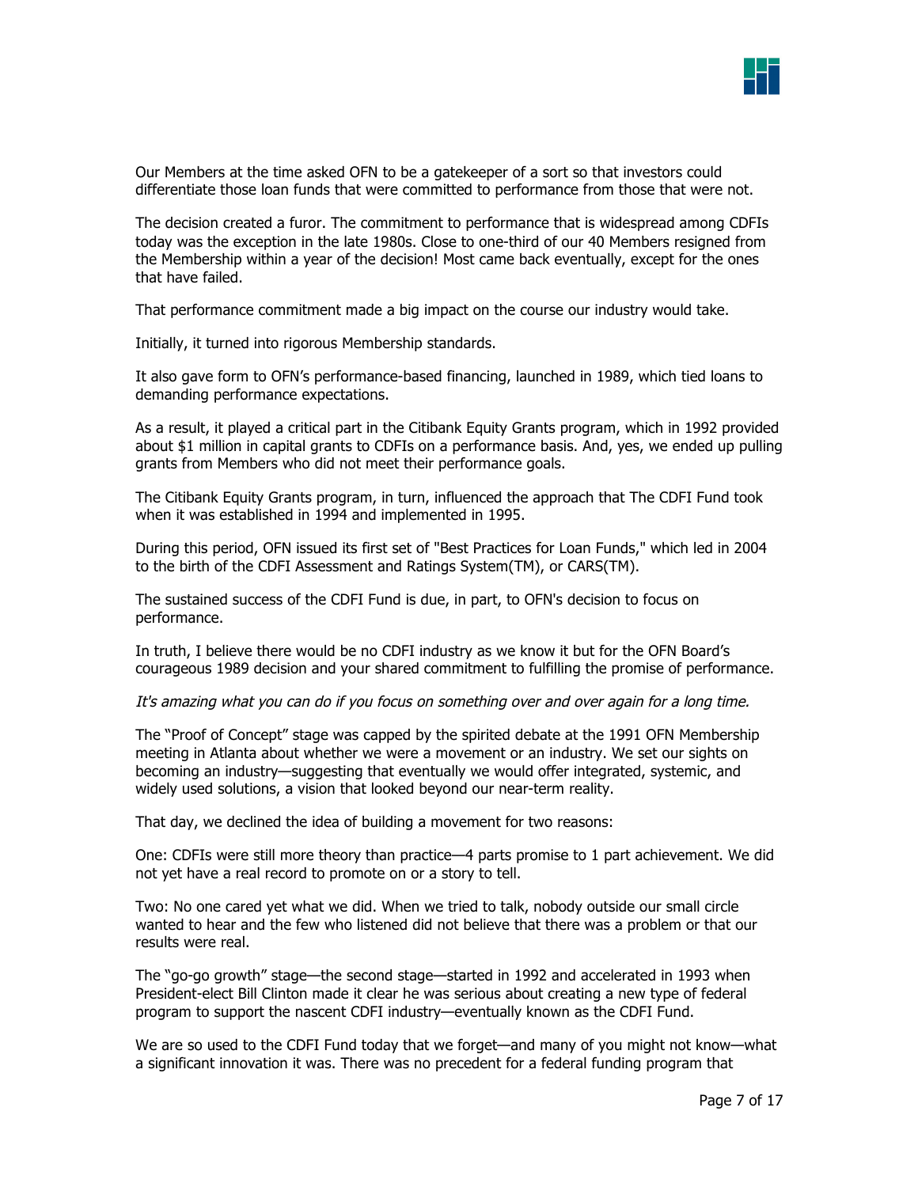Our Members at the time asked OFN to be a gatekeeper of a sort so that investors could differentiate those loan funds that were committed to performance from those that were not.

The decision created a furor. The commitment to performance that is widespread among CDFIs today was the exception in the late 1980s. Close to one-third of our 40 Members resigned from the Membership within a year of the decision! Most came back eventually, except for the ones that have failed.

That performance commitment made a big impact on the course our industry would take.

Initially, it turned into rigorous Membership standards.

It also gave form to OFN's performance-based financing, launched in 1989, which tied loans to demanding performance expectations.

As a result, it played a critical part in the Citibank Equity Grants program, which in 1992 provided about $1 million in capital grants to CDFIs on a performance basis. And, yes, we ended up pulling grants from Members who did not meet their performance goals.

The Citibank Equity Grants program, in turn, influenced the approach that The CDFI Fund took when it was established in 1994 and implemented in 1995.

During this period, OFN issued its first set of "Best Practices for Loan Funds," which led in 2004 to the birth of the CDFI Assessment and Ratings System(TM), or CARS(TM).

The sustained success of the CDFI Fund is due, in part, to OFN's decision to focus on performance.

In truth, I believe there would be no CDFI industry as we know it but for the OFN Board's courageous 1989 decision and your shared commitment to fulfilling the promise of performance.

*It's amazing what you can do if you focus on something over and over again for a long time.*

The "Proof of Concept" stage was capped by the spirited debate at the 1991 OFN Membership meeting in Atlanta about whether we were a movement or an industry. We set our sights on becoming an industry—suggesting that eventually we would offer integrated, systemic, and widely used solutions, a vision that looked beyond our near-term reality.

That day, we declined the idea of building a movement for two reasons:

One: CDFIs were still more theory than practice—4 parts promise to 1 part achievement. We did not yet have a real record to promote on or a story to tell.

Two: No one cared yet what we did. When we tried to talk, nobody outside our small circle wanted to hear and the few who listened did not believe that there was a problem or that our results were real.

The "go-go growth" stage—the second stage—started in 1992 and accelerated in 1993 when President-elect Bill Clinton made it clear he was serious about creating a new type of federal program to support the nascent CDFI industry—eventually known as the CDFI Fund.

We are so used to the CDFI Fund today that we forget—and many of you might not know—what a significant innovation it was. There was no precedent for a federal funding program that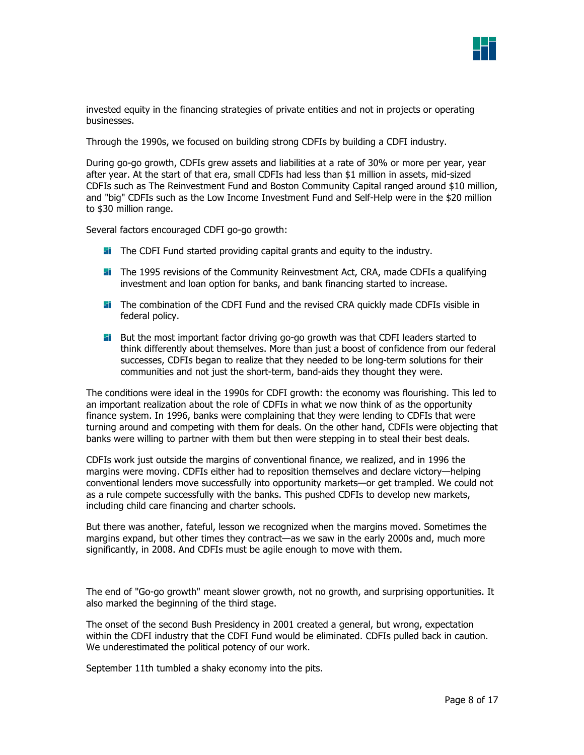invested equity in the financing strategies of private entities and not in projects or operating businesses.

Through the 1990s, we focused on building strong CDFIs by building a CDFI industry.

During go-go growth, CDFIs grew assets and liabilities at a rate of 30% or more per year, year after year. At the start of that era, small CDFIs had less than $1 million in assets, mid-sized CDFIs such as The Reinvestment Fund and Boston Community Capital ranged around $10 million, and "big" CDFIs such as the Low Income Investment Fund and Self-Help were in the $20 million to $30 million range.

Several factors encouraged CDFI go-go growth:

- The CDFI Fund started providing capital grants and equity to the industry.
- The 1995 revisions of the Community Reinvestment Act, CRA, made CDFIs a qualifying investment and loan option for banks, and bank financing started to increase.
- The combination of the CDFI Fund and the revised CRA quickly made CDFIs visible in federal policy.
- But the most important factor driving go-go growth was that CDFI leaders started to think differently about themselves. More than just a boost of confidence from our federal successes, CDFIs began to realize that they needed to be long-term solutions for their communities and not just the short-term, band-aids they thought they were.

The conditions were ideal in the 1990s for CDFI growth: the economy was flourishing. This led to an important realization about the role of CDFIs in what we now think of as the opportunity finance system. In 1996, banks were complaining that they were lending to CDFIs that were turning around and competing with them for deals. On the other hand, CDFIs were objecting that banks were willing to partner with them but then were stepping in to steal their best deals.

CDFIs work just outside the margins of conventional finance, we realized, and in 1996 the margins were moving. CDFIs either had to reposition themselves and declare victory—helping conventional lenders move successfully into opportunity markets—or get trampled. We could not as a rule compete successfully with the banks. This pushed CDFIs to develop new markets, including child care financing and charter schools.

But there was another, fateful, lesson we recognized when the margins moved. Sometimes the margins expand, but other times they contract—as we saw in the early 2000s and, much more significantly, in 2008. And CDFIs must be agile enough to move with them.

The end of "Go-go growth" meant slower growth, not no growth, and surprising opportunities. It also marked the beginning of the third stage.

The onset of the second Bush Presidency in 2001 created a general, but wrong, expectation within the CDFI industry that the CDFI Fund would be eliminated. CDFIs pulled back in caution. We underestimated the political potency of our work.

September 11th tumbled a shaky economy into the pits.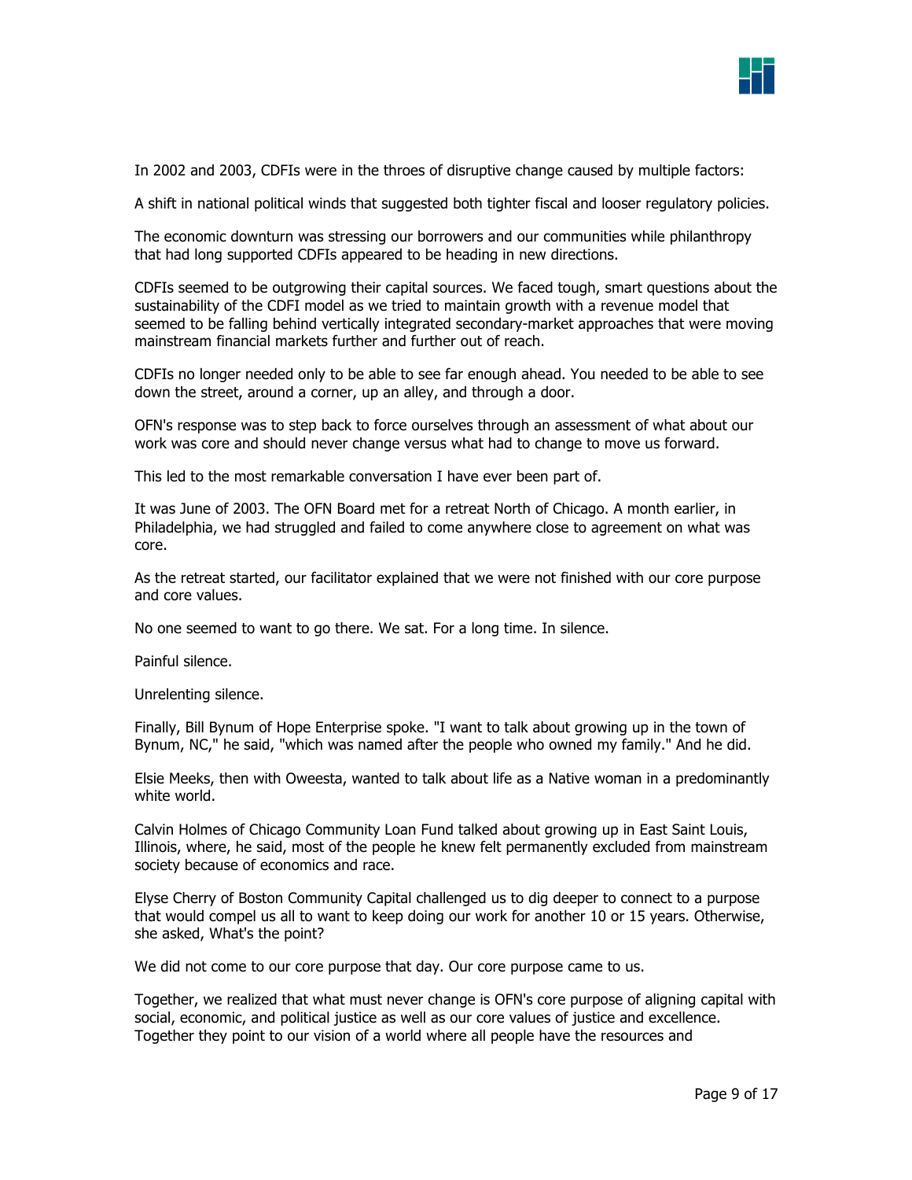In 2002 and 2003, CDFIs were in the throes of disruptive change caused by multiple factors:

A shift in national political winds that suggested both tighter fiscal and looser regulatory policies.

The economic downturn was stressing our borrowers and our communities while philanthropy that had long supported CDFIs appeared to be heading in new directions.

CDFIs seemed to be outgrowing their capital sources. We faced tough, smart questions about the sustainability of the CDFI model as we tried to maintain growth with a revenue model that seemed to be falling behind vertically integrated secondary-market approaches that were moving mainstream financial markets further and further out of reach.

CDFIs no longer needed only to be able to see far enough ahead. You needed to be able to see down the street, around a corner, up an alley, and through a door.

OFN's response was to step back to force ourselves through an assessment of what about our work was core and should never change versus what had to change to move us forward.

This led to the most remarkable conversation I have ever been part of.

It was June of 2003. The OFN Board met for a retreat North of Chicago. A month earlier, in Philadelphia, we had struggled and failed to come anywhere close to agreement on what was core.

As the retreat started, our facilitator explained that we were not finished with our core purpose and core values.

No one seemed to want to go there. We sat. For a long time. In silence.

Painful silence.

Unrelenting silence.

Finally, Bill Bynum of Hope Enterprise spoke. "I want to talk about growing up in the town of Bynum, NC," he said, "which was named after the people who owned my family." And he did.

Elsie Meeks, then with Oweesta, wanted to talk about life as a Native woman in a predominantly white world.

Calvin Holmes of Chicago Community Loan Fund talked about growing up in East Saint Louis, Illinois, where, he said, most of the people he knew felt permanently excluded from mainstream society because of economics and race.

Elyse Cherry of Boston Community Capital challenged us to dig deeper to connect to a purpose that would compel us all to want to keep doing our work for another 10 or 15 years. Otherwise, she asked, What's the point?

We did not come to our core purpose that day. Our core purpose came to us.

Together, we realized that what must never change is OFN's core purpose of aligning capital with social, economic, and political justice as well as our core values of justice and excellence. Together they point to our vision of a world where all people have the resources and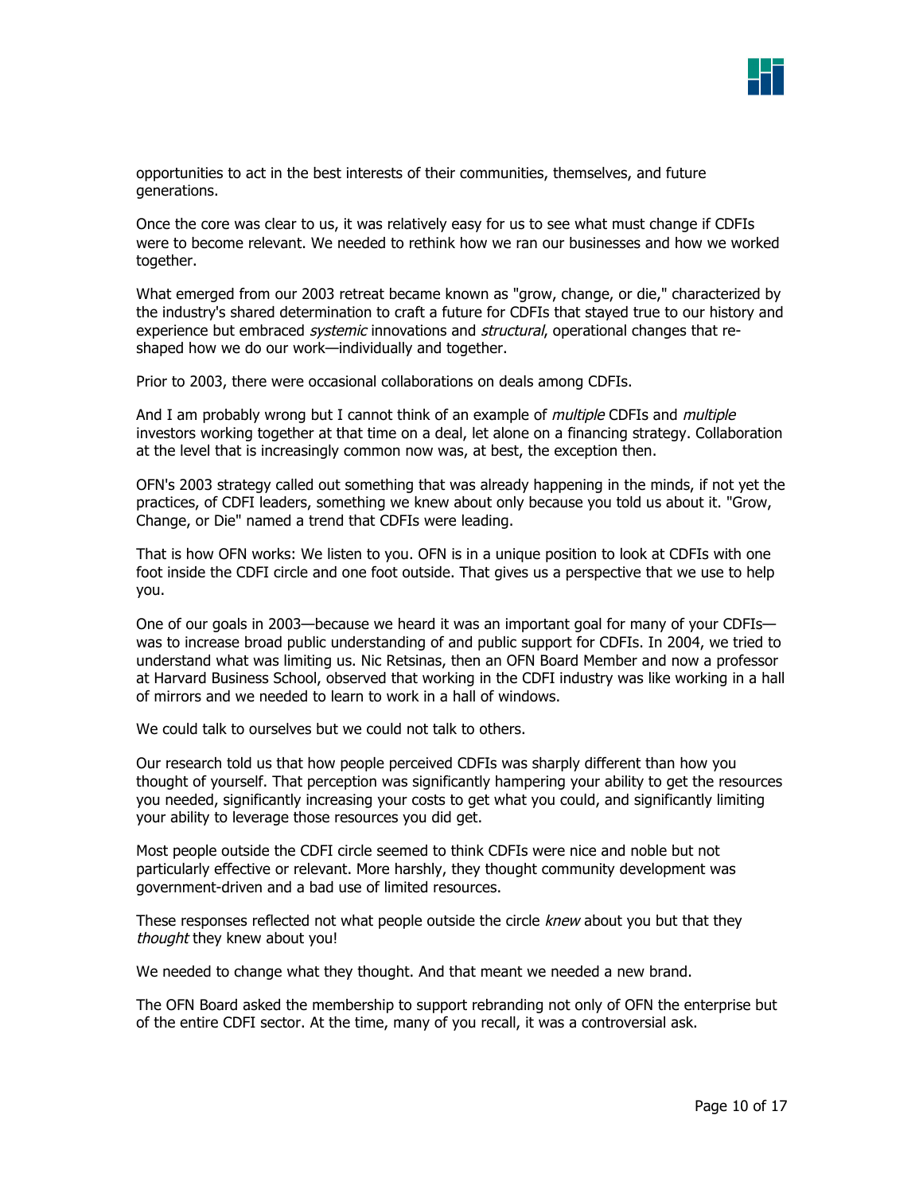opportunities to act in the best interests of their communities, themselves, and future generations.

Once the core was clear to us, it was relatively easy for us to see what must change if CDFIs were to become relevant. We needed to rethink how we ran our businesses and how we worked together.

What emerged from our 2003 retreat became known as "grow, change, or die," characterized by the industry's shared determination to craft a future for CDFIs that stayed true to our history and experience but embraced *systemic* innovations and *structural*, operational changes that re-shaped how we do our work—individually and together.

Prior to 2003, there were occasional collaborations on deals among CDFIs.

And I am probably wrong but I cannot think of an example of *multiple* CDFIs and *multiple* investors working together at that time on a deal, let alone on a financing strategy. Collaboration at the level that is increasingly common now was, at best, the exception then.

OFN's 2003 strategy called out something that was already happening in the minds, if not yet the practices, of CDFI leaders, something we knew about only because you told us about it. "Grow, Change, or Die" named a trend that CDFIs were leading.

That is how OFN works: We listen to you. OFN is in a unique position to look at CDFIs with one foot inside the CDFI circle and one foot outside. That gives us a perspective that we use to help you.

One of our goals in 2003—because we heard it was an important goal for many of your CDFIs—was to increase broad public understanding of and public support for CDFIs. In 2004, we tried to understand what was limiting us. Nic Retsinas, then an OFN Board Member and now a professor at Harvard Business School, observed that working in the CDFI industry was like working in a hall of mirrors and we needed to learn to work in a hall of windows.

We could talk to ourselves but we could not talk to others.

Our research told us that how people perceived CDFIs was sharply different than how you thought of yourself. That perception was significantly hampering your ability to get the resources you needed, significantly increasing your costs to get what you could, and significantly limiting your ability to leverage those resources you did get.

Most people outside the CDFI circle seemed to think CDFIs were nice and noble but not particularly effective or relevant. More harshly, they thought community development was government-driven and a bad use of limited resources.

These responses reflected not what people outside the circle *knew* about you but that they *thought* they knew about you!

We needed to change what they thought. And that meant we needed a new brand.

The OFN Board asked the membership to support rebranding not only of OFN the enterprise but of the entire CDFI sector. At the time, many of you recall, it was a controversial ask.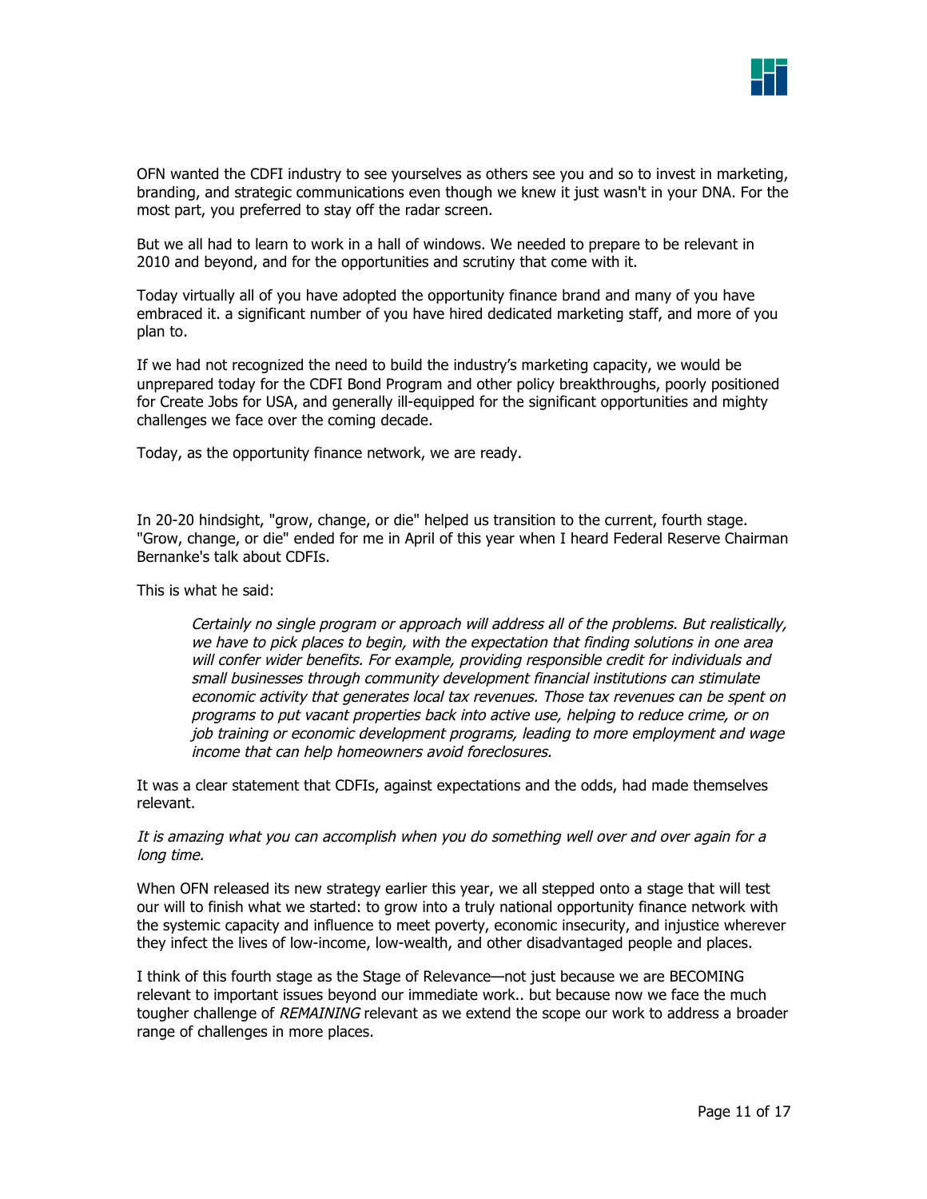OFN wanted the CDFI industry to see yourselves as others see you and so to invest in marketing, branding, and strategic communications even though we knew it just wasn't in your DNA. For the most part, you preferred to stay off the radar screen.

But we all had to learn to work in a hall of windows. We needed to prepare to be relevant in 2010 and beyond, and for the opportunities and scrutiny that come with it.

Today virtually all of you have adopted the opportunity finance brand and many of you have embraced it. a significant number of you have hired dedicated marketing staff, and more of you plan to.

If we had not recognized the need to build the industry's marketing capacity, we would be unprepared today for the CDFI Bond Program and other policy breakthroughs, poorly positioned for Create Jobs for USA, and generally ill-equipped for the significant opportunities and mighty challenges we face over the coming decade.

Today, as the opportunity finance network, we are ready.

In 20-20 hindsight, "grow, change, or die" helped us transition to the current, fourth stage. "Grow, change, or die" ended for me in April of this year when I heard Federal Reserve Chairman Bernanke's talk about CDFIs.

This is what he said:

> *Certainly no single program or approach will address all of the problems. But realistically, we have to pick places to begin, with the expectation that finding solutions in one area will confer wider benefits. For example, providing responsible credit for individuals and small businesses through community development financial institutions can stimulate economic activity that generates local tax revenues. Those tax revenues can be spent on programs to put vacant properties back into active use, helping to reduce crime, or on job training or economic development programs, leading to more employment and wage income that can help homeowners avoid foreclosures.*

It was a clear statement that CDFIs, against expectations and the odds, had made themselves relevant.

*It is amazing what you can accomplish when you do something well over and over again for a long time.*

When OFN released its new strategy earlier this year, we all stepped onto a stage that will test our will to finish what we started: to grow into a truly national opportunity finance network with the systemic capacity and influence to meet poverty, economic insecurity, and injustice wherever they infect the lives of low-income, low-wealth, and other disadvantaged people and places.

I think of this fourth stage as the Stage of Relevance—not just because we are BECOMING relevant to important issues beyond our immediate work.. but because now we face the much tougher challenge of *REMAINING* relevant as we extend the scope our work to address a broader range of challenges in more places.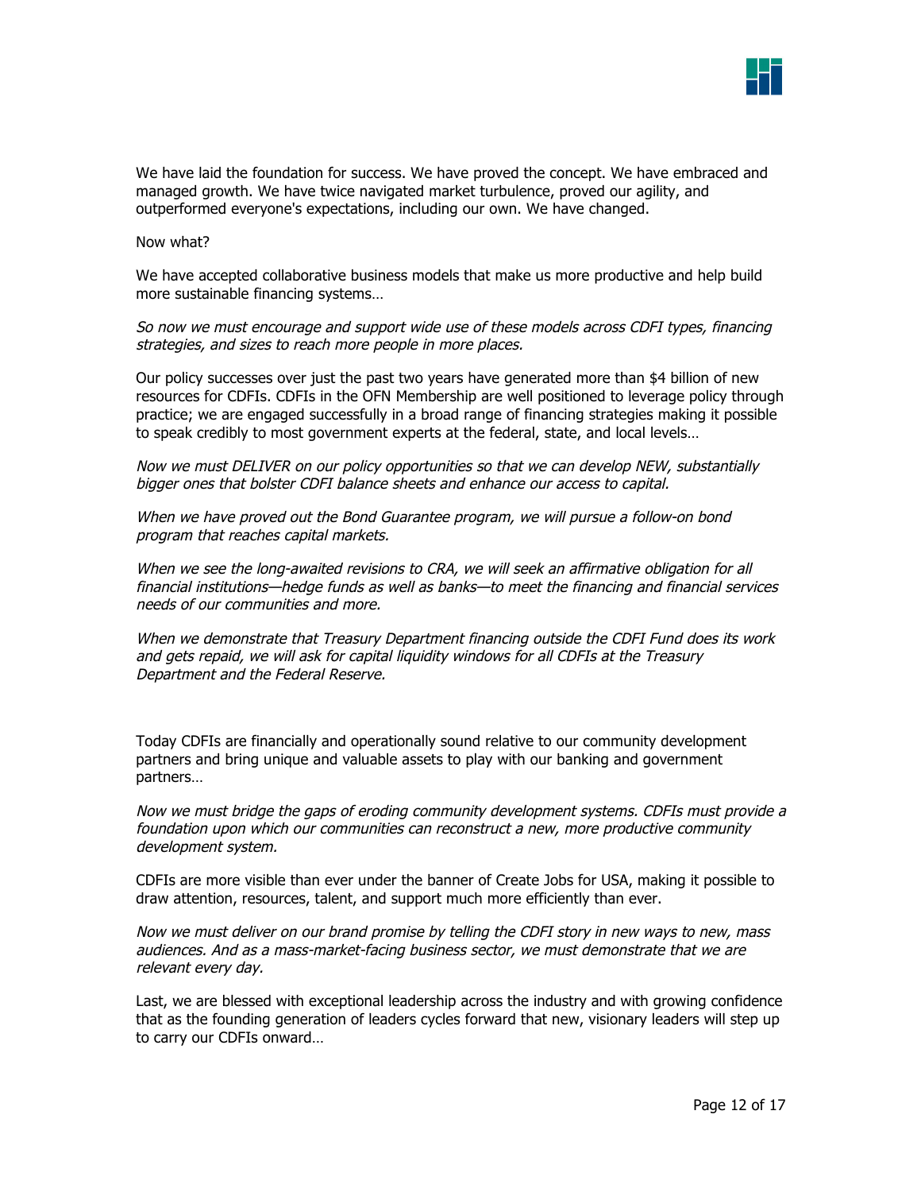We have laid the foundation for success. We have proved the concept. We have embraced and managed growth. We have twice navigated market turbulence, proved our agility, and outperformed everyone's expectations, including our own. We have changed.

Now what?

We have accepted collaborative business models that make us more productive and help build more sustainable financing systems…

*So now we must encourage and support wide use of these models across CDFI types, financing strategies, and sizes to reach more people in more places.*

Our policy successes over just the past two years have generated more than $4 billion of new resources for CDFIs. CDFIs in the OFN Membership are well positioned to leverage policy through practice; we are engaged successfully in a broad range of financing strategies making it possible to speak credibly to most government experts at the federal, state, and local levels…

*Now we must DELIVER on our policy opportunities so that we can develop NEW, substantially bigger ones that bolster CDFI balance sheets and enhance our access to capital.*

*When we have proved out the Bond Guarantee program, we will pursue a follow-on bond program that reaches capital markets.*

*When we see the long-awaited revisions to CRA, we will seek an affirmative obligation for all financial institutions—hedge funds as well as banks—to meet the financing and financial services needs of our communities and more.*

*When we demonstrate that Treasury Department financing outside the CDFI Fund does its work and gets repaid, we will ask for capital liquidity windows for all CDFIs at the Treasury Department and the Federal Reserve.*

Today CDFIs are financially and operationally sound relative to our community development partners and bring unique and valuable assets to play with our banking and government partners…

*Now we must bridge the gaps of eroding community development systems. CDFIs must provide a foundation upon which our communities can reconstruct a new, more productive community development system.*

CDFIs are more visible than ever under the banner of Create Jobs for USA, making it possible to draw attention, resources, talent, and support much more efficiently than ever.

*Now we must deliver on our brand promise by telling the CDFI story in new ways to new, mass audiences. And as a mass-market-facing business sector, we must demonstrate that we are relevant every day.*

Last, we are blessed with exceptional leadership across the industry and with growing confidence that as the founding generation of leaders cycles forward that new, visionary leaders will step up to carry our CDFIs onward…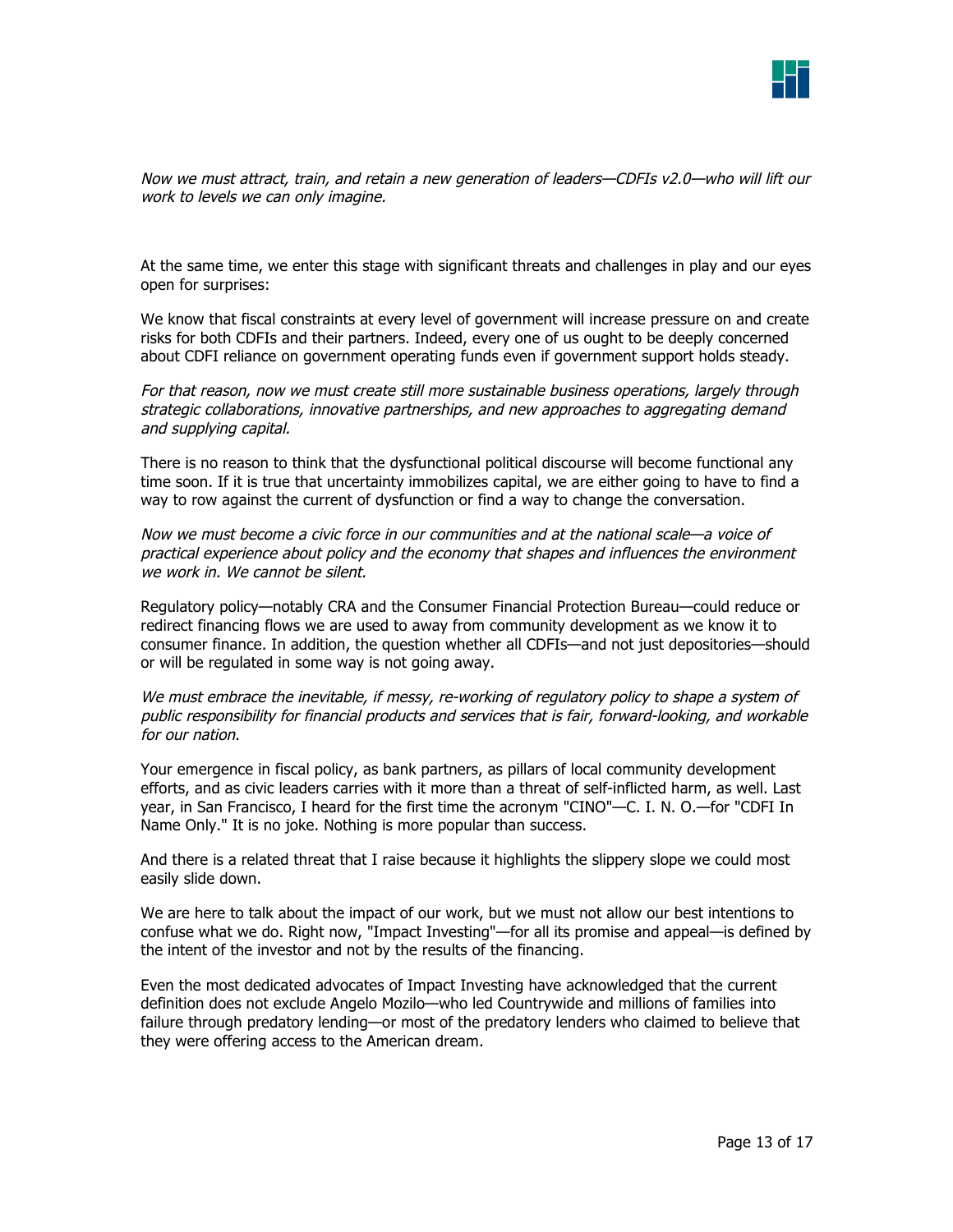*Now we must attract, train, and retain a new generation of leaders—CDFIs v2.0—who will lift our work to levels we can only imagine.*

At the same time, we enter this stage with significant threats and challenges in play and our eyes open for surprises:

We know that fiscal constraints at every level of government will increase pressure on and create risks for both CDFIs and their partners. Indeed, every one of us ought to be deeply concerned about CDFI reliance on government operating funds even if government support holds steady.

*For that reason, now we must create still more sustainable business operations, largely through strategic collaborations, innovative partnerships, and new approaches to aggregating demand and supplying capital.*

There is no reason to think that the dysfunctional political discourse will become functional any time soon. If it is true that uncertainty immobilizes capital, we are either going to have to find a way to row against the current of dysfunction or find a way to change the conversation.

*Now we must become a civic force in our communities and at the national scale—a voice of practical experience about policy and the economy that shapes and influences the environment we work in. We cannot be silent.*

Regulatory policy—notably CRA and the Consumer Financial Protection Bureau—could reduce or redirect financing flows we are used to away from community development as we know it to consumer finance. In addition, the question whether all CDFIs—and not just depositories—should or will be regulated in some way is not going away.

*We must embrace the inevitable, if messy, re-working of regulatory policy to shape a system of public responsibility for financial products and services that is fair, forward-looking, and workable for our nation.*

Your emergence in fiscal policy, as bank partners, as pillars of local community development efforts, and as civic leaders carries with it more than a threat of self-inflicted harm, as well. Last year, in San Francisco, I heard for the first time the acronym "CINO"—C. I. N. O.—for "CDFI In Name Only." It is no joke. Nothing is more popular than success.

And there is a related threat that I raise because it highlights the slippery slope we could most easily slide down.

We are here to talk about the impact of our work, but we must not allow our best intentions to confuse what we do. Right now, "Impact Investing"—for all its promise and appeal—is defined by the intent of the investor and not by the results of the financing.

Even the most dedicated advocates of Impact Investing have acknowledged that the current definition does not exclude Angelo Mozilo—who led Countrywide and millions of families into failure through predatory lending—or most of the predatory lenders who claimed to believe that they were offering access to the American dream.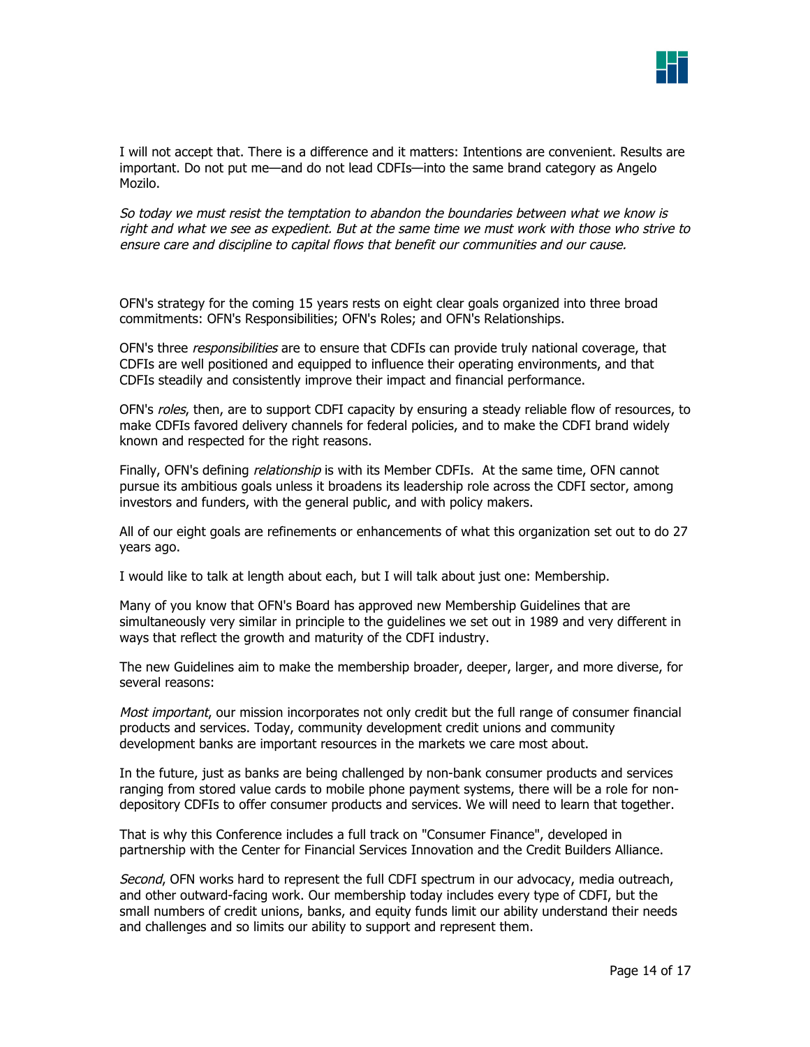I will not accept that. There is a difference and it matters: Intentions are convenient. Results are important. Do not put me—and do not lead CDFIs—into the same brand category as Angelo Mozilo.

*So today we must resist the temptation to abandon the boundaries between what we know is right and what we see as expedient. But at the same time we must work with those who strive to ensure care and discipline to capital flows that benefit our communities and our cause.*

OFN's strategy for the coming 15 years rests on eight clear goals organized into three broad commitments: OFN's Responsibilities; OFN's Roles; and OFN's Relationships.

OFN's three *responsibilities* are to ensure that CDFIs can provide truly national coverage, that CDFIs are well positioned and equipped to influence their operating environments, and that CDFIs steadily and consistently improve their impact and financial performance.

OFN's *roles*, then, are to support CDFI capacity by ensuring a steady reliable flow of resources, to make CDFIs favored delivery channels for federal policies, and to make the CDFI brand widely known and respected for the right reasons.

Finally, OFN's defining *relationship* is with its Member CDFIs. At the same time, OFN cannot pursue its ambitious goals unless it broadens its leadership role across the CDFI sector, among investors and funders, with the general public, and with policy makers.

All of our eight goals are refinements or enhancements of what this organization set out to do 27 years ago.

I would like to talk at length about each, but I will talk about just one: Membership.

Many of you know that OFN's Board has approved new Membership Guidelines that are simultaneously very similar in principle to the guidelines we set out in 1989 and very different in ways that reflect the growth and maturity of the CDFI industry.

The new Guidelines aim to make the membership broader, deeper, larger, and more diverse, for several reasons:

*Most important*, our mission incorporates not only credit but the full range of consumer financial products and services. Today, community development credit unions and community development banks are important resources in the markets we care most about.

In the future, just as banks are being challenged by non-bank consumer products and services ranging from stored value cards to mobile phone payment systems, there will be a role for non-depository CDFIs to offer consumer products and services. We will need to learn that together.

That is why this Conference includes a full track on "Consumer Finance", developed in partnership with the Center for Financial Services Innovation and the Credit Builders Alliance.

*Second*, OFN works hard to represent the full CDFI spectrum in our advocacy, media outreach, and other outward-facing work. Our membership today includes every type of CDFI, but the small numbers of credit unions, banks, and equity funds limit our ability understand their needs and challenges and so limits our ability to support and represent them.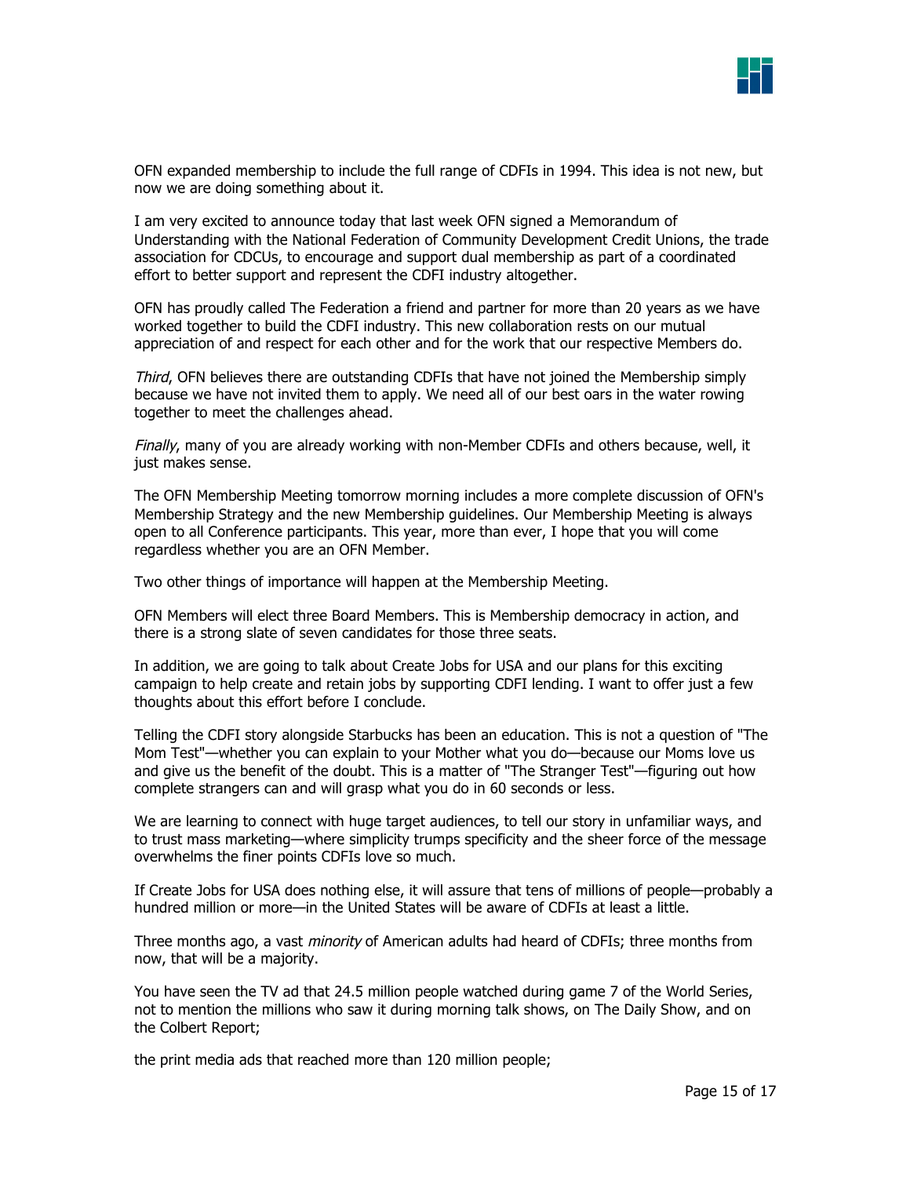OFN expanded membership to include the full range of CDFIs in 1994. This idea is not new, but now we are doing something about it.

I am very excited to announce today that last week OFN signed a Memorandum of Understanding with the National Federation of Community Development Credit Unions, the trade association for CDCUs, to encourage and support dual membership as part of a coordinated effort to better support and represent the CDFI industry altogether.

OFN has proudly called The Federation a friend and partner for more than 20 years as we have worked together to build the CDFI industry. This new collaboration rests on our mutual appreciation of and respect for each other and for the work that our respective Members do.

*Third*, OFN believes there are outstanding CDFIs that have not joined the Membership simply because we have not invited them to apply. We need all of our best oars in the water rowing together to meet the challenges ahead.

*Finally*, many of you are already working with non-Member CDFIs and others because, well, it just makes sense.

The OFN Membership Meeting tomorrow morning includes a more complete discussion of OFN's Membership Strategy and the new Membership guidelines. Our Membership Meeting is always open to all Conference participants. This year, more than ever, I hope that you will come regardless whether you are an OFN Member.

Two other things of importance will happen at the Membership Meeting.

OFN Members will elect three Board Members. This is Membership democracy in action, and there is a strong slate of seven candidates for those three seats.

In addition, we are going to talk about Create Jobs for USA and our plans for this exciting campaign to help create and retain jobs by supporting CDFI lending. I want to offer just a few thoughts about this effort before I conclude.

Telling the CDFI story alongside Starbucks has been an education. This is not a question of "The Mom Test"—whether you can explain to your Mother what you do—because our Moms love us and give us the benefit of the doubt. This is a matter of "The Stranger Test"—figuring out how complete strangers can and will grasp what you do in 60 seconds or less.

We are learning to connect with huge target audiences, to tell our story in unfamiliar ways, and to trust mass marketing—where simplicity trumps specificity and the sheer force of the message overwhelms the finer points CDFIs love so much.

If Create Jobs for USA does nothing else, it will assure that tens of millions of people—probably a hundred million or more—in the United States will be aware of CDFIs at least a little.

Three months ago, a vast *minority* of American adults had heard of CDFIs; three months from now, that will be a majority.

You have seen the TV ad that 24.5 million people watched during game 7 of the World Series, not to mention the millions who saw it during morning talk shows, on The Daily Show, and on the Colbert Report;

the print media ads that reached more than 120 million people;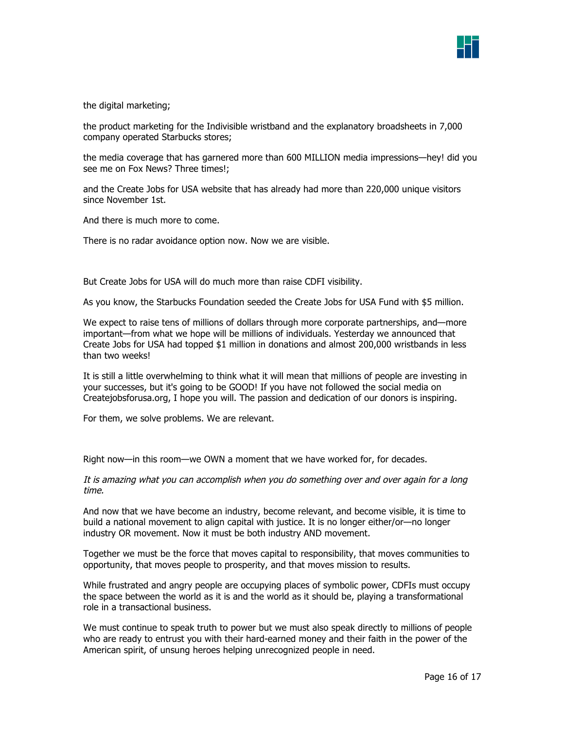the digital marketing;

the product marketing for the Indivisible wristband and the explanatory broadsheets in 7,000 company operated Starbucks stores;

the media coverage that has garnered more than 600 MILLION media impressions—hey! did you see me on Fox News? Three times!;

and the Create Jobs for USA website that has already had more than 220,000 unique visitors since November 1st.

And there is much more to come.

There is no radar avoidance option now. Now we are visible.

But Create Jobs for USA will do much more than raise CDFI visibility.

As you know, the Starbucks Foundation seeded the Create Jobs for USA Fund with $5 million.

We expect to raise tens of millions of dollars through more corporate partnerships, and—more important—from what we hope will be millions of individuals. Yesterday we announced that Create Jobs for USA had topped $1 million in donations and almost 200,000 wristbands in less than two weeks!

It is still a little overwhelming to think what it will mean that millions of people are investing in your successes, but it's going to be GOOD! If you have not followed the social media on Createjobsforusa.org, I hope you will. The passion and dedication of our donors is inspiring.

For them, we solve problems. We are relevant.

Right now—in this room—we OWN a moment that we have worked for, for decades.

*It is amazing what you can accomplish when you do something over and over again for a long time.*

And now that we have become an industry, become relevant, and become visible, it is time to build a national movement to align capital with justice. It is no longer either/or—no longer industry OR movement. Now it must be both industry AND movement.

Together we must be the force that moves capital to responsibility, that moves communities to opportunity, that moves people to prosperity, and that moves mission to results.

While frustrated and angry people are occupying places of symbolic power, CDFIs must occupy the space between the world as it is and the world as it should be, playing a transformational role in a transactional business.

We must continue to speak truth to power but we must also speak directly to millions of people who are ready to entrust you with their hard-earned money and their faith in the power of the American spirit, of unsung heroes helping unrecognized people in need.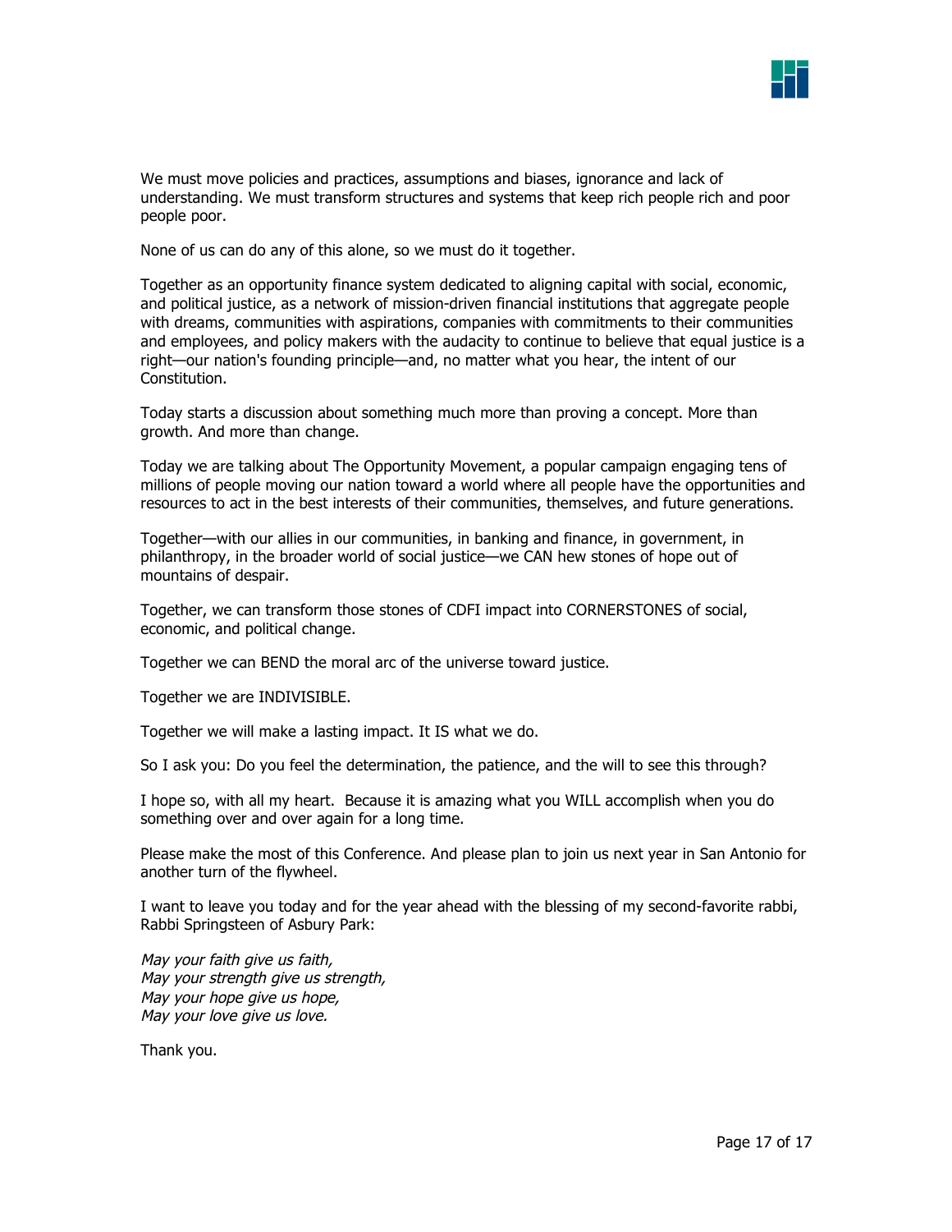We must move policies and practices, assumptions and biases, ignorance and lack of understanding. We must transform structures and systems that keep rich people rich and poor people poor.

None of us can do any of this alone, so we must do it together.

Together as an opportunity finance system dedicated to aligning capital with social, economic, and political justice, as a network of mission-driven financial institutions that aggregate people with dreams, communities with aspirations, companies with commitments to their communities and employees, and policy makers with the audacity to continue to believe that equal justice is a right—our nation's founding principle—and, no matter what you hear, the intent of our Constitution.

Today starts a discussion about something much more than proving a concept. More than growth. And more than change.

Today we are talking about The Opportunity Movement, a popular campaign engaging tens of millions of people moving our nation toward a world where all people have the opportunities and resources to act in the best interests of their communities, themselves, and future generations.

Together—with our allies in our communities, in banking and finance, in government, in philanthropy, in the broader world of social justice—we CAN hew stones of hope out of mountains of despair.

Together, we can transform those stones of CDFI impact into CORNERSTONES of social, economic, and political change.

Together we can BEND the moral arc of the universe toward justice.

Together we are INDIVISIBLE.

Together we will make a lasting impact. It IS what we do.

So I ask you: Do you feel the determination, the patience, and the will to see this through?

I hope so, with all my heart. Because it is amazing what you WILL accomplish when you do something over and over again for a long time.

Please make the most of this Conference. And please plan to join us next year in San Antonio for another turn of the flywheel.

I want to leave you today and for the year ahead with the blessing of my second-favorite rabbi, Rabbi Springsteen of Asbury Park:

*May your faith give us faith,*
*May your strength give us strength,*
*May your hope give us hope,*
*May your love give us love.*

Thank you.